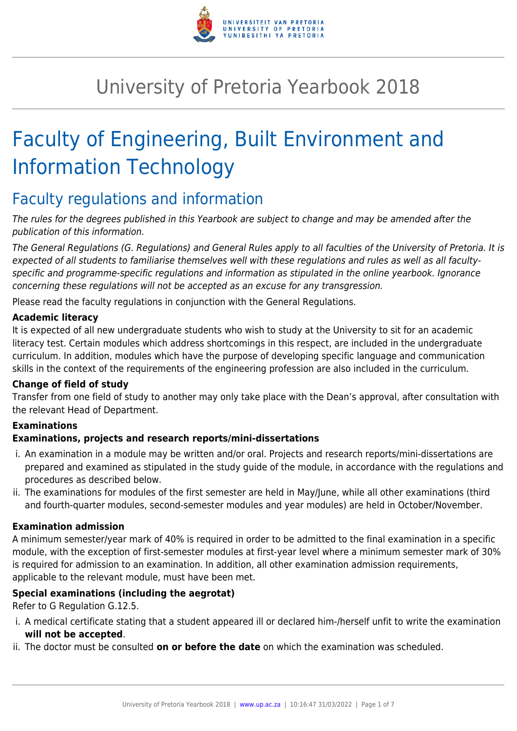# University of Pretoria Yearbook 2018

# Faculty of Engineering, Built Environment and Information Technology

## Faculty regulations and information

*The rules for the degrees published in this Yearbook are subject to change and may be amended after the publication of this information.*

*The General Regulations (G. Regulations) and General Rules apply to all faculties of the University of Pretoria. It is expected of all students to familiarise themselves well with these regulations and rules as well as all faculty-specific and programme-specific regulations and information as stipulated in the online yearbook. Ignorance concerning these regulations will not be accepted as an excuse for any transgression.*

Please read the faculty regulations in conjunction with the General Regulations.

**Academic literacy**

It is expected of all new undergraduate students who wish to study at the University to sit for an academic literacy test. Certain modules which address shortcomings in this respect, are included in the undergraduate curriculum. In addition, modules which have the purpose of developing specific language and communication skills in the context of the requirements of the engineering profession are also included in the curriculum.

**Change of field of study**

Transfer from one field of study to another may only take place with the Dean's approval, after consultation with the relevant Head of Department.

**Examinations**

**Examinations, projects and research reports/mini-dissertations**

i. An examination in a module may be written and/or oral. Projects and research reports/mini-dissertations are prepared and examined as stipulated in the study guide of the module, in accordance with the regulations and procedures as described below.
ii. The examinations for modules of the first semester are held in May/June, while all other examinations (third and fourth-quarter modules, second-semester modules and year modules) are held in October/November.

**Examination admission**

A minimum semester/year mark of 40% is required in order to be admitted to the final examination in a specific module, with the exception of first-semester modules at first-year level where a minimum semester mark of 30% is required for admission to an examination. In addition, all other examination admission requirements, applicable to the relevant module, must have been met.

**Special examinations (including the aegrotat)**

Refer to G Regulation G.12.5.

i. A medical certificate stating that a student appeared ill or declared him-/herself unfit to write the examination **will not be accepted**.
ii. The doctor must be consulted **on or before the date** on which the examination was scheduled.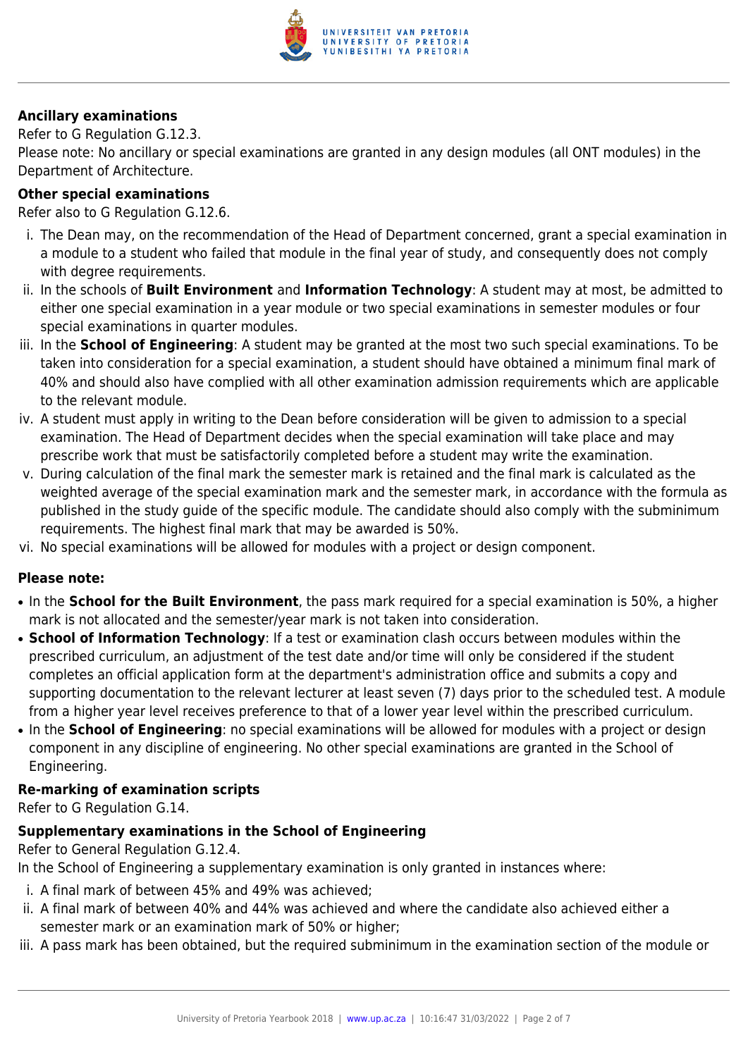**Ancillary examinations**

Refer to G Regulation G.12.3.

Please note: No ancillary or special examinations are granted in any design modules (all ONT modules) in the Department of Architecture.

**Other special examinations**

Refer also to G Regulation G.12.6.

i. The Dean may, on the recommendation of the Head of Department concerned, grant a special examination in a module to a student who failed that module in the final year of study, and consequently does not comply with degree requirements.
ii. In the schools of **Built Environment** and **Information Technology**: A student may at most, be admitted to either one special examination in a year module or two special examinations in semester modules or four special examinations in quarter modules.
iii. In the **School of Engineering**: A student may be granted at the most two such special examinations. To be taken into consideration for a special examination, a student should have obtained a minimum final mark of 40% and should also have complied with all other examination admission requirements which are applicable to the relevant module.
iv. A student must apply in writing to the Dean before consideration will be given to admission to a special examination. The Head of Department decides when the special examination will take place and may prescribe work that must be satisfactorily completed before a student may write the examination.
v. During calculation of the final mark the semester mark is retained and the final mark is calculated as the weighted average of the special examination mark and the semester mark, in accordance with the formula as published in the study guide of the specific module. The candidate should also comply with the subminimum requirements. The highest final mark that may be awarded is 50%.
vi. No special examinations will be allowed for modules with a project or design component.

**Please note:**

- In the **School for the Built Environment**, the pass mark required for a special examination is 50%, a higher mark is not allocated and the semester/year mark is not taken into consideration.
- **School of Information Technology**: If a test or examination clash occurs between modules within the prescribed curriculum, an adjustment of the test date and/or time will only be considered if the student completes an official application form at the department's administration office and submits a copy and supporting documentation to the relevant lecturer at least seven (7) days prior to the scheduled test. A module from a higher year level receives preference to that of a lower year level within the prescribed curriculum.
- In the **School of Engineering**: no special examinations will be allowed for modules with a project or design component in any discipline of engineering. No other special examinations are granted in the School of Engineering.

**Re-marking of examination scripts**

Refer to G Regulation G.14.

**Supplementary examinations in the School of Engineering**

Refer to General Regulation G.12.4.

In the School of Engineering a supplementary examination is only granted in instances where:

i. A final mark of between 45% and 49% was achieved;
ii. A final mark of between 40% and 44% was achieved and where the candidate also achieved either a semester mark or an examination mark of 50% or higher;
iii. A pass mark has been obtained, but the required subminimum in the examination section of the module or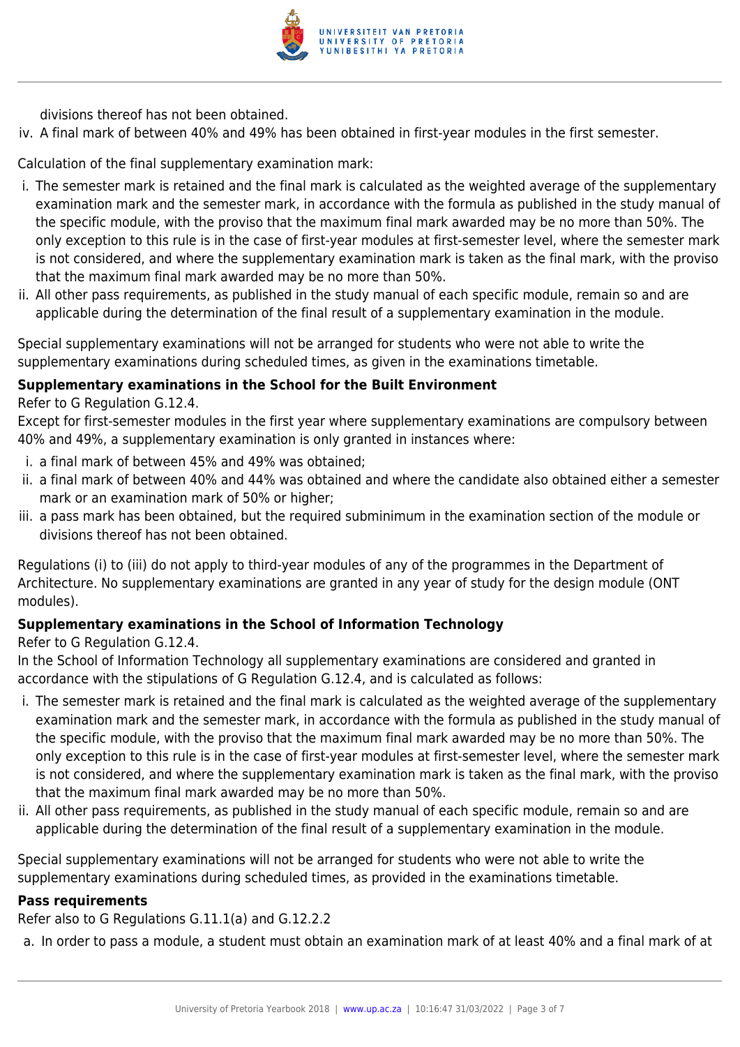divisions thereof has not been obtained.

iv. A final mark of between 40% and 49% has been obtained in first-year modules in the first semester.

Calculation of the final supplementary examination mark:

i. The semester mark is retained and the final mark is calculated as the weighted average of the supplementary examination mark and the semester mark, in accordance with the formula as published in the study manual of the specific module, with the proviso that the maximum final mark awarded may be no more than 50%. The only exception to this rule is in the case of first-year modules at first-semester level, where the semester mark is not considered, and where the supplementary examination mark is taken as the final mark, with the proviso that the maximum final mark awarded may be no more than 50%.
ii. All other pass requirements, as published in the study manual of each specific module, remain so and are applicable during the determination of the final result of a supplementary examination in the module.

Special supplementary examinations will not be arranged for students who were not able to write the supplementary examinations during scheduled times, as given in the examinations timetable.

**Supplementary examinations in the School for the Built Environment**

Refer to G Regulation G.12.4.

Except for first-semester modules in the first year where supplementary examinations are compulsory between 40% and 49%, a supplementary examination is only granted in instances where:

i. a final mark of between 45% and 49% was obtained;
ii. a final mark of between 40% and 44% was obtained and where the candidate also obtained either a semester mark or an examination mark of 50% or higher;
iii. a pass mark has been obtained, but the required subminimum in the examination section of the module or divisions thereof has not been obtained.

Regulations (i) to (iii) do not apply to third-year modules of any of the programmes in the Department of Architecture. No supplementary examinations are granted in any year of study for the design module (ONT modules).

**Supplementary examinations in the School of Information Technology**

Refer to G Regulation G.12.4.

In the School of Information Technology all supplementary examinations are considered and granted in accordance with the stipulations of G Regulation G.12.4, and is calculated as follows:

i. The semester mark is retained and the final mark is calculated as the weighted average of the supplementary examination mark and the semester mark, in accordance with the formula as published in the study manual of the specific module, with the proviso that the maximum final mark awarded may be no more than 50%. The only exception to this rule is in the case of first-year modules at first-semester level, where the semester mark is not considered, and where the supplementary examination mark is taken as the final mark, with the proviso that the maximum final mark awarded may be no more than 50%.
ii. All other pass requirements, as published in the study manual of each specific module, remain so and are applicable during the determination of the final result of a supplementary examination in the module.

Special supplementary examinations will not be arranged for students who were not able to write the supplementary examinations during scheduled times, as provided in the examinations timetable.

**Pass requirements**

Refer also to G Regulations G.11.1(a) and G.12.2.2

a. In order to pass a module, a student must obtain an examination mark of at least 40% and a final mark of at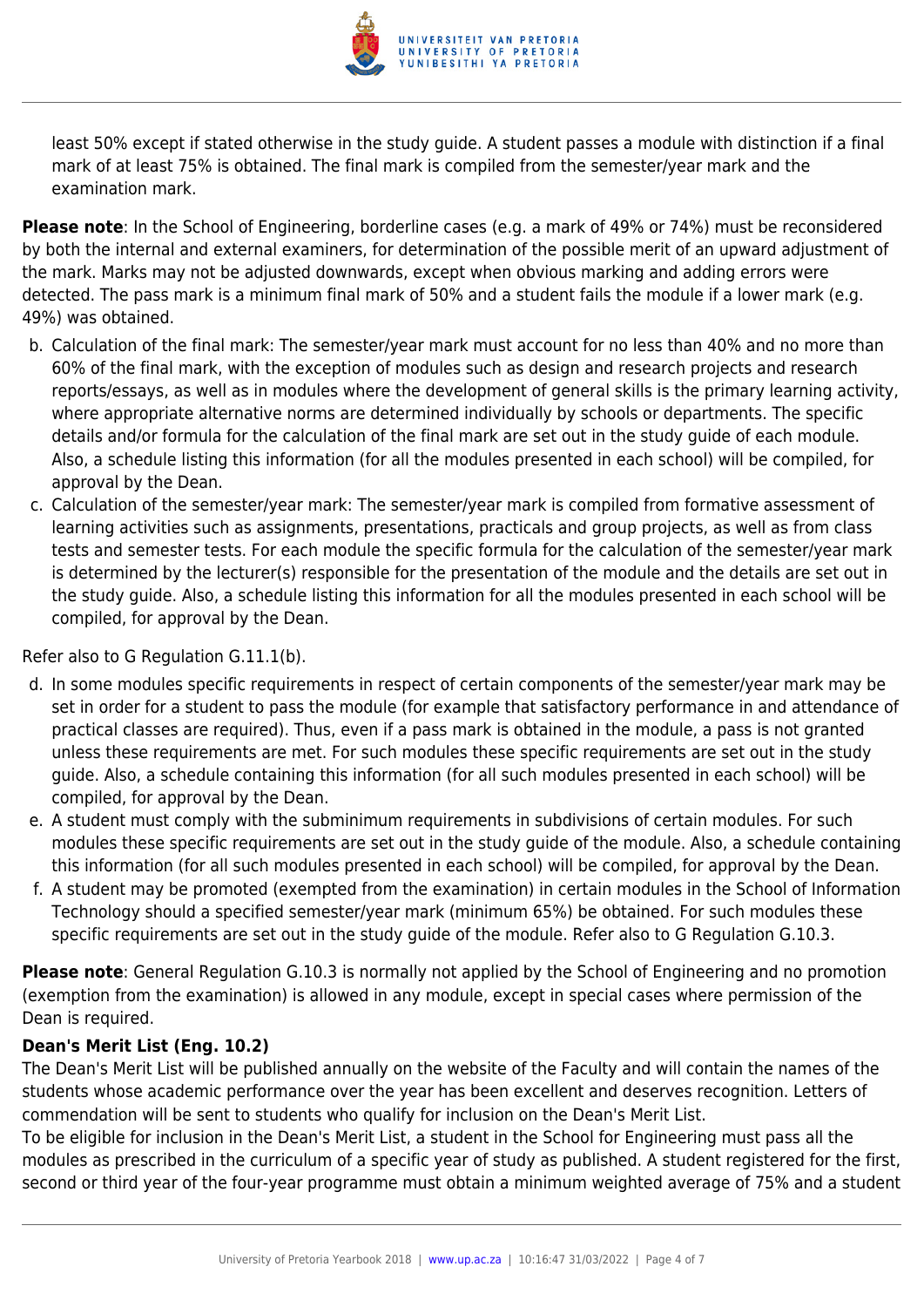least 50% except if stated otherwise in the study guide. A student passes a module with distinction if a final mark of at least 75% is obtained. The final mark is compiled from the semester/year mark and the examination mark.

**Please note**: In the School of Engineering, borderline cases (e.g. a mark of 49% or 74%) must be reconsidered by both the internal and external examiners, for determination of the possible merit of an upward adjustment of the mark. Marks may not be adjusted downwards, except when obvious marking and adding errors were detected. The pass mark is a minimum final mark of 50% and a student fails the module if a lower mark (e.g. 49%) was obtained.

b. Calculation of the final mark: The semester/year mark must account for no less than 40% and no more than 60% of the final mark, with the exception of modules such as design and research projects and research reports/essays, as well as in modules where the development of general skills is the primary learning activity, where appropriate alternative norms are determined individually by schools or departments. The specific details and/or formula for the calculation of the final mark are set out in the study guide of each module. Also, a schedule listing this information (for all the modules presented in each school) will be compiled, for approval by the Dean.
c. Calculation of the semester/year mark: The semester/year mark is compiled from formative assessment of learning activities such as assignments, presentations, practicals and group projects, as well as from class tests and semester tests. For each module the specific formula for the calculation of the semester/year mark is determined by the lecturer(s) responsible for the presentation of the module and the details are set out in the study guide. Also, a schedule listing this information for all the modules presented in each school will be compiled, for approval by the Dean.

Refer also to G Regulation G.11.1(b).

d. In some modules specific requirements in respect of certain components of the semester/year mark may be set in order for a student to pass the module (for example that satisfactory performance in and attendance of practical classes are required). Thus, even if a pass mark is obtained in the module, a pass is not granted unless these requirements are met. For such modules these specific requirements are set out in the study guide. Also, a schedule containing this information (for all such modules presented in each school) will be compiled, for approval by the Dean.
e. A student must comply with the subminimum requirements in subdivisions of certain modules. For such modules these specific requirements are set out in the study guide of the module. Also, a schedule containing this information (for all such modules presented in each school) will be compiled, for approval by the Dean.
f. A student may be promoted (exempted from the examination) in certain modules in the School of Information Technology should a specified semester/year mark (minimum 65%) be obtained. For such modules these specific requirements are set out in the study guide of the module. Refer also to G Regulation G.10.3.

**Please note**: General Regulation G.10.3 is normally not applied by the School of Engineering and no promotion (exemption from the examination) is allowed in any module, except in special cases where permission of the Dean is required.

**Dean's Merit List (Eng. 10.2)**

The Dean's Merit List will be published annually on the website of the Faculty and will contain the names of the students whose academic performance over the year has been excellent and deserves recognition. Letters of commendation will be sent to students who qualify for inclusion on the Dean's Merit List.

To be eligible for inclusion in the Dean's Merit List, a student in the School for Engineering must pass all the modules as prescribed in the curriculum of a specific year of study as published. A student registered for the first, second or third year of the four-year programme must obtain a minimum weighted average of 75% and a student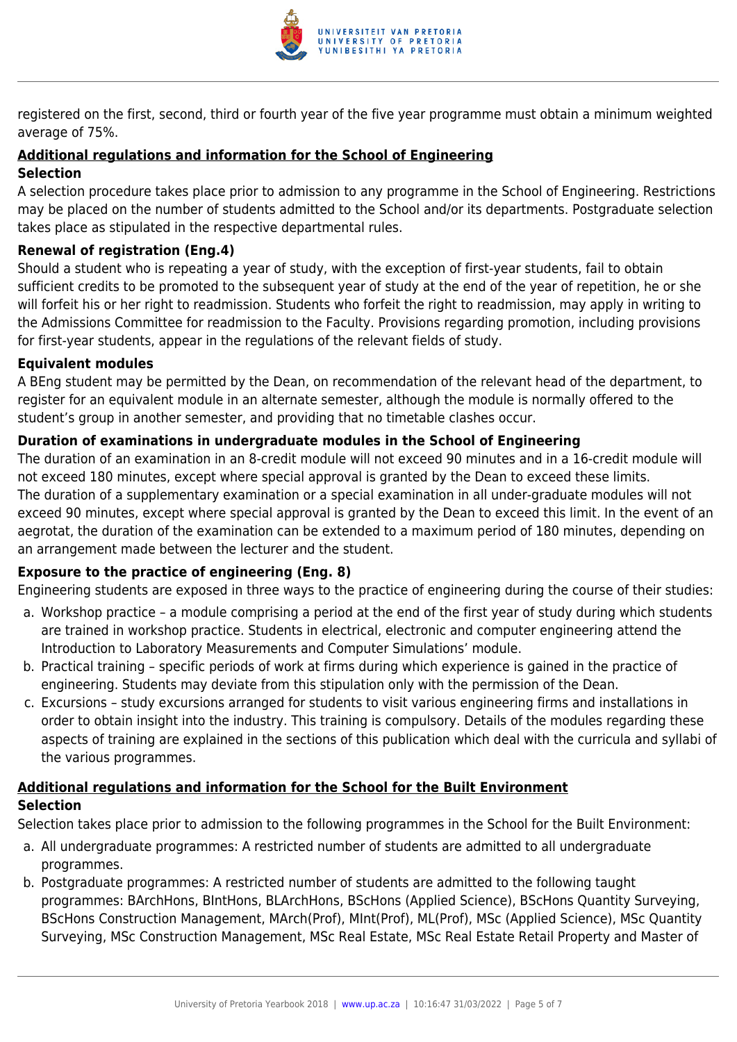registered on the first, second, third or fourth year of the five year programme must obtain a minimum weighted average of 75%.

## **Additional regulations and information for the School of Engineering**

### Selection

A selection procedure takes place prior to admission to any programme in the School of Engineering. Restrictions may be placed on the number of students admitted to the School and/or its departments. Postgraduate selection takes place as stipulated in the respective departmental rules.

### Renewal of registration (Eng.4)

Should a student who is repeating a year of study, with the exception of first-year students, fail to obtain sufficient credits to be promoted to the subsequent year of study at the end of the year of repetition, he or she will forfeit his or her right to readmission. Students who forfeit the right to readmission, may apply in writing to the Admissions Committee for readmission to the Faculty. Provisions regarding promotion, including provisions for first-year students, appear in the regulations of the relevant fields of study.

### Equivalent modules

A BEng student may be permitted by the Dean, on recommendation of the relevant head of the department, to register for an equivalent module in an alternate semester, although the module is normally offered to the student's group in another semester, and providing that no timetable clashes occur.

### Duration of examinations in undergraduate modules in the School of Engineering

The duration of an examination in an 8-credit module will not exceed 90 minutes and in a 16-credit module will not exceed 180 minutes, except where special approval is granted by the Dean to exceed these limits.
The duration of a supplementary examination or a special examination in all under-graduate modules will not exceed 90 minutes, except where special approval is granted by the Dean to exceed this limit. In the event of an aegrotat, the duration of the examination can be extended to a maximum period of 180 minutes, depending on an arrangement made between the lecturer and the student.

### Exposure to the practice of engineering (Eng. 8)

Engineering students are exposed in three ways to the practice of engineering during the course of their studies:

a. Workshop practice – a module comprising a period at the end of the first year of study during which students are trained in workshop practice. Students in electrical, electronic and computer engineering attend the Introduction to Laboratory Measurements and Computer Simulations' module.
b. Practical training – specific periods of work at firms during which experience is gained in the practice of engineering. Students may deviate from this stipulation only with the permission of the Dean.
c. Excursions – study excursions arranged for students to visit various engineering firms and installations in order to obtain insight into the industry. This training is compulsory. Details of the modules regarding these aspects of training are explained in the sections of this publication which deal with the curricula and syllabi of the various programmes.

## **Additional regulations and information for the School for the Built Environment**

### Selection

Selection takes place prior to admission to the following programmes in the School for the Built Environment:

a. All undergraduate programmes: A restricted number of students are admitted to all undergraduate programmes.
b. Postgraduate programmes: A restricted number of students are admitted to the following taught programmes: BArchHons, BIntHons, BLArchHons, BScHons (Applied Science), BScHons Quantity Surveying, BScHons Construction Management, MArch(Prof), MInt(Prof), ML(Prof), MSc (Applied Science), MSc Quantity Surveying, MSc Construction Management, MSc Real Estate, MSc Real Estate Retail Property and Master of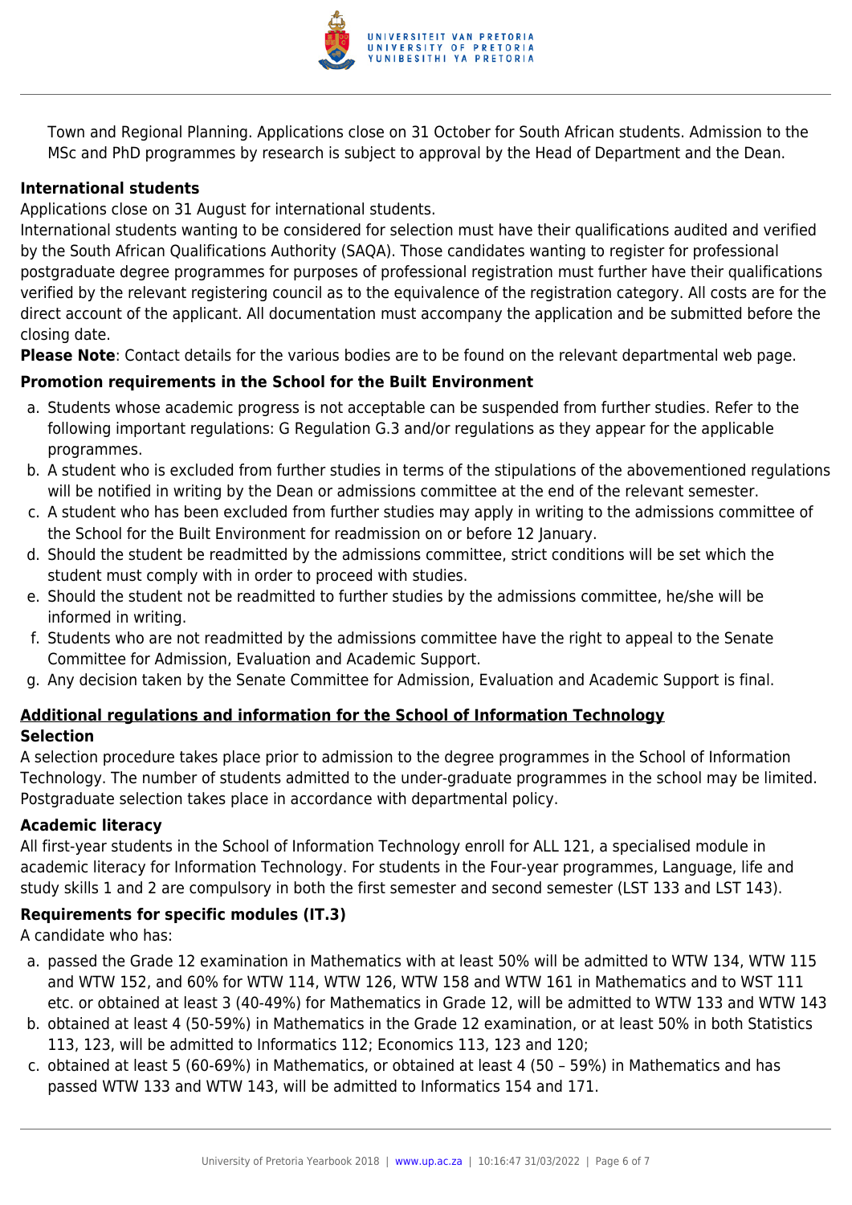Town and Regional Planning. Applications close on 31 October for South African students. Admission to the MSc and PhD programmes by research is subject to approval by the Head of Department and the Dean.

**International students**

Applications close on 31 August for international students.

International students wanting to be considered for selection must have their qualifications audited and verified by the South African Qualifications Authority (SAQA). Those candidates wanting to register for professional postgraduate degree programmes for purposes of professional registration must further have their qualifications verified by the relevant registering council as to the equivalence of the registration category. All costs are for the direct account of the applicant. All documentation must accompany the application and be submitted before the closing date.

**Please Note**: Contact details for the various bodies are to be found on the relevant departmental web page.

**Promotion requirements in the School for the Built Environment**

a. Students whose academic progress is not acceptable can be suspended from further studies. Refer to the following important regulations: G Regulation G.3 and/or regulations as they appear for the applicable programmes.
b. A student who is excluded from further studies in terms of the stipulations of the abovementioned regulations will be notified in writing by the Dean or admissions committee at the end of the relevant semester.
c. A student who has been excluded from further studies may apply in writing to the admissions committee of the School for the Built Environment for readmission on or before 12 January.
d. Should the student be readmitted by the admissions committee, strict conditions will be set which the student must comply with in order to proceed with studies.
e. Should the student not be readmitted to further studies by the admissions committee, he/she will be informed in writing.
f. Students who are not readmitted by the admissions committee have the right to appeal to the Senate Committee for Admission, Evaluation and Academic Support.
g. Any decision taken by the Senate Committee for Admission, Evaluation and Academic Support is final.

## Additional regulations and information for the School of Information Technology

**Selection**

A selection procedure takes place prior to admission to the degree programmes in the School of Information Technology. The number of students admitted to the under-graduate programmes in the school may be limited. Postgraduate selection takes place in accordance with departmental policy.

**Academic literacy**

All first-year students in the School of Information Technology enroll for ALL 121, a specialised module in academic literacy for Information Technology. For students in the Four-year programmes, Language, life and study skills 1 and 2 are compulsory in both the first semester and second semester (LST 133 and LST 143).

**Requirements for specific modules (IT.3)**

A candidate who has:

a. passed the Grade 12 examination in Mathematics with at least 50% will be admitted to WTW 134, WTW 115 and WTW 152, and 60% for WTW 114, WTW 126, WTW 158 and WTW 161 in Mathematics and to WST 111 etc. or obtained at least 3 (40-49%) for Mathematics in Grade 12, will be admitted to WTW 133 and WTW 143
b. obtained at least 4 (50-59%) in Mathematics in the Grade 12 examination, or at least 50% in both Statistics 113, 123, will be admitted to Informatics 112; Economics 113, 123 and 120;
c. obtained at least 5 (60-69%) in Mathematics, or obtained at least 4 (50 – 59%) in Mathematics and has passed WTW 133 and WTW 143, will be admitted to Informatics 154 and 171.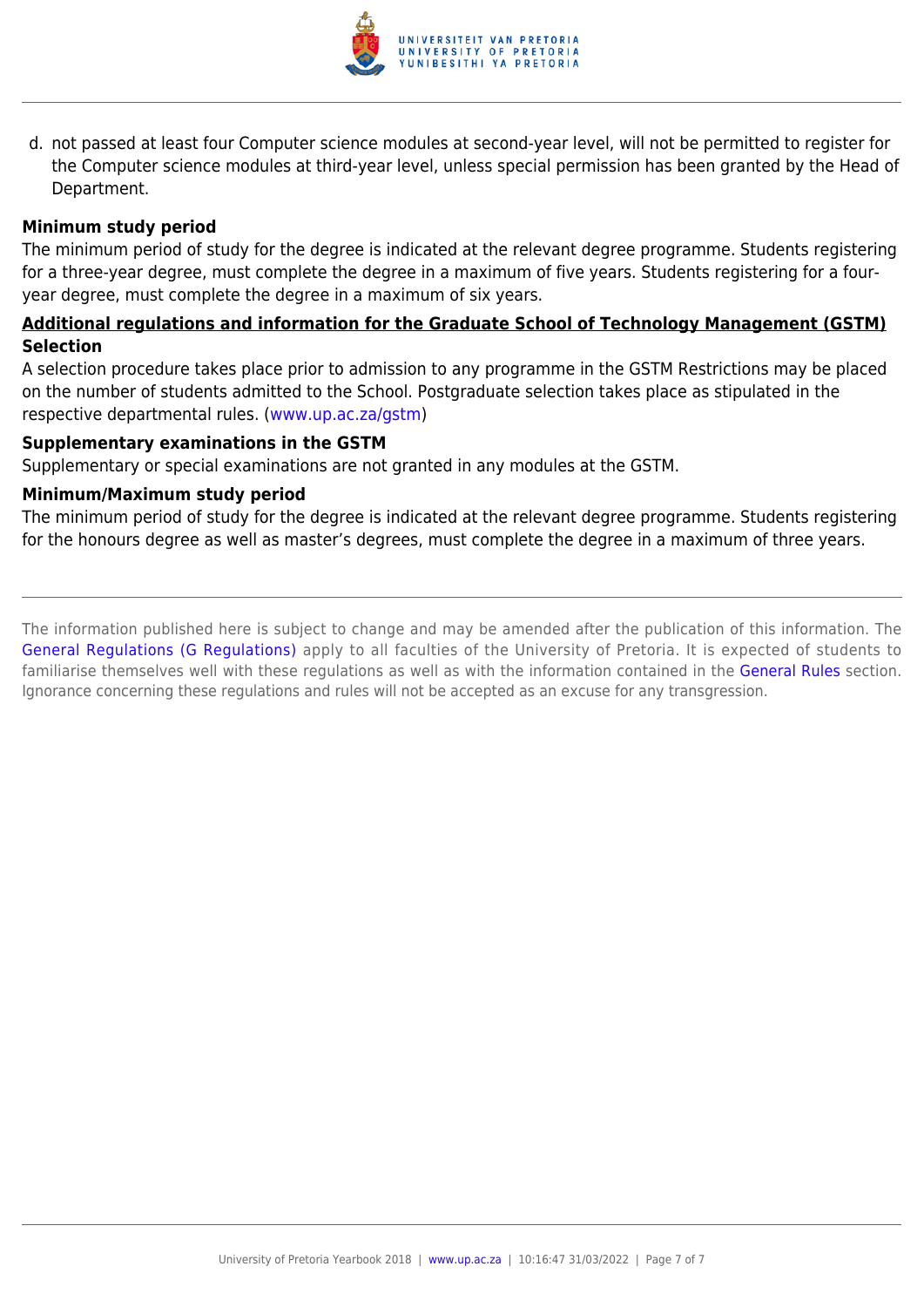d. not passed at least four Computer science modules at second-year level, will not be permitted to register for the Computer science modules at third-year level, unless special permission has been granted by the Head of Department.

**Minimum study period**

The minimum period of study for the degree is indicated at the relevant degree programme. Students registering for a three-year degree, must complete the degree in a maximum of five years. Students registering for a four-year degree, must complete the degree in a maximum of six years.

**Additional regulations and information for the Graduate School of Technology Management (GSTM)**

**Selection**

A selection procedure takes place prior to admission to any programme in the GSTM Restrictions may be placed on the number of students admitted to the School. Postgraduate selection takes place as stipulated in the respective departmental rules. (www.up.ac.za/gstm)

**Supplementary examinations in the GSTM**

Supplementary or special examinations are not granted in any modules at the GSTM.

**Minimum/Maximum study period**

The minimum period of study for the degree is indicated at the relevant degree programme. Students registering for the honours degree as well as master's degrees, must complete the degree in a maximum of three years.

---

The information published here is subject to change and may be amended after the publication of this information. The General Regulations (G Regulations) apply to all faculties of the University of Pretoria. It is expected of students to familiarise themselves well with these regulations as well as with the information contained in the General Rules section. Ignorance concerning these regulations and rules will not be accepted as an excuse for any transgression.